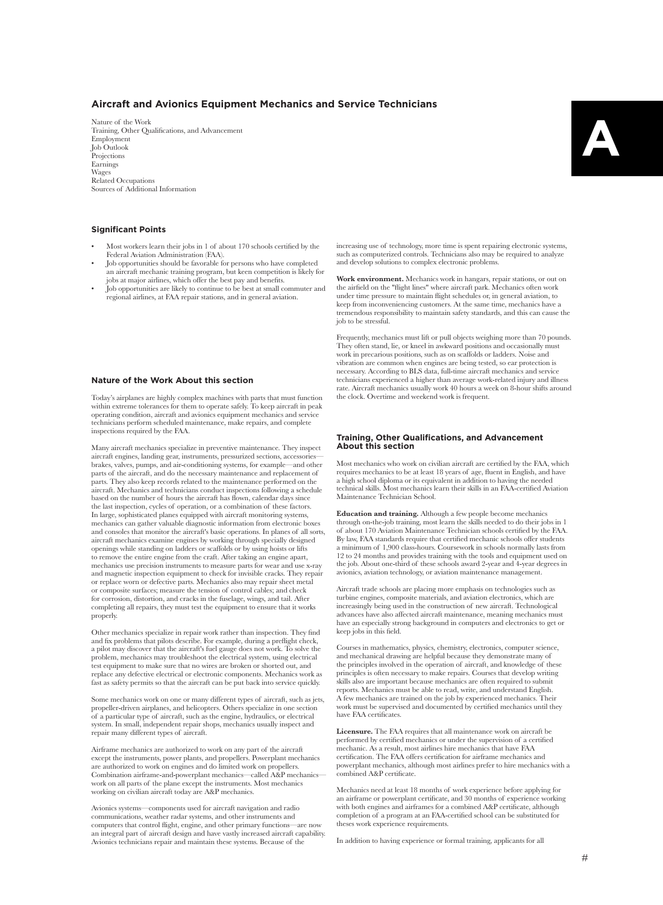## Aircraft and Avionics Equipment Mechanics and Service Technicians

Nature of the Work
Training, Other Qualifications, and Advancement
Employment
Job Outlook
Projections
Earnings
Wages
Related Occupations
Sources of Additional Information

A

### Significant Points

- Most workers learn their jobs in 1 of about 170 schools certified by the Federal Aviation Administration (FAA).
- Job opportunities should be favorable for persons who have completed an aircraft mechanic training program, but keen competition is likely for jobs at major airlines, which offer the best pay and benefits.
- Job opportunities are likely to continue to be best at small commuter and regional airlines, at FAA repair stations, and in general aviation.

### Nature of the Work About this section

Today's airplanes are highly complex machines with parts that must function within extreme tolerances for them to operate safely. To keep aircraft in peak operating condition, aircraft and avionics equipment mechanics and service technicians perform scheduled maintenance, make repairs, and complete inspections required by the FAA.

Many aircraft mechanics specialize in preventive maintenance. They inspect aircraft engines, landing gear, instruments, pressurized sections, accessories—brakes, valves, pumps, and air-conditioning systems, for example—and other parts of the aircraft, and do the necessary maintenance and replacement of parts. They also keep records related to the maintenance performed on the aircraft. Mechanics and technicians conduct inspections following a schedule based on the number of hours the aircraft has flown, calendar days since the last inspection, cycles of operation, or a combination of these factors. In large, sophisticated planes equipped with aircraft monitoring systems, mechanics can gather valuable diagnostic information from electronic boxes and consoles that monitor the aircraft's basic operations. In planes of all sorts, aircraft mechanics examine engines by working through specially designed openings while standing on ladders or scaffolds or by using hoists or lifts to remove the entire engine from the craft. After taking an engine apart, mechanics use precision instruments to measure parts for wear and use x-ray and magnetic inspection equipment to check for invisible cracks. They repair or replace worn or defective parts. Mechanics also may repair sheet metal or composite surfaces; measure the tension of control cables; and check for corrosion, distortion, and cracks in the fuselage, wings, and tail. After completing all repairs, they must test the equipment to ensure that it works properly.

Other mechanics specialize in repair work rather than inspection. They find and fix problems that pilots describe. For example, during a preflight check, a pilot may discover that the aircraft's fuel gauge does not work. To solve the problem, mechanics may troubleshoot the electrical system, using electrical test equipment to make sure that no wires are broken or shorted out, and replace any defective electrical or electronic components. Mechanics work as fast as safety permits so that the aircraft can be put back into service quickly.

Some mechanics work on one or many different types of aircraft, such as jets, propeller-driven airplanes, and helicopters. Others specialize in one section of a particular type of aircraft, such as the engine, hydraulics, or electrical system. In small, independent repair shops, mechanics usually inspect and repair many different types of aircraft.

Airframe mechanics are authorized to work on any part of the aircraft except the instruments, power plants, and propellers. Powerplant mechanics are authorized to work on engines and do limited work on propellers. Combination airframe-and-powerplant mechanics—called A&P mechanics—work on all parts of the plane except the instruments. Most mechanics working on civilian aircraft today are A&P mechanics.

Avionics systems—components used for aircraft navigation and radio communications, weather radar systems, and other instruments and computers that control flight, engine, and other primary functions—are now an integral part of aircraft design and have vastly increased aircraft capability. Avionics technicians repair and maintain these systems. Because of the increasing use of technology, more time is spent repairing electronic systems, such as computerized controls. Technicians also may be required to analyze and develop solutions to complex electronic problems.

**Work environment.** Mechanics work in hangars, repair stations, or out on the airfield on the "flight lines" where aircraft park. Mechanics often work under time pressure to maintain flight schedules or, in general aviation, to keep from inconveniencing customers. At the same time, mechanics have a tremendous responsibility to maintain safety standards, and this can cause the job to be stressful.

Frequently, mechanics must lift or pull objects weighing more than 70 pounds. They often stand, lie, or kneel in awkward positions and occasionally must work in precarious positions, such as on scaffolds or ladders. Noise and vibration are common when engines are being tested, so ear protection is necessary. According to BLS data, full-time aircraft mechanics and service technicians experienced a higher than average work-related injury and illness rate. Aircraft mechanics usually work 40 hours a week on 8-hour shifts around the clock. Overtime and weekend work is frequent.

### Training, Other Qualifications, and Advancement About this section

Most mechanics who work on civilian aircraft are certified by the FAA, which requires mechanics to be at least 18 years of age, fluent in English, and have a high school diploma or its equivalent in addition to having the needed technical skills. Most mechanics learn their skills in an FAA-certified Aviation Maintenance Technician School.

**Education and training.** Although a few people become mechanics through on-the-job training, most learn the skills needed to do their jobs in 1 of about 170 Aviation Maintenance Technician schools certified by the FAA. By law, FAA standards require that certified mechanic schools offer students a minimum of 1,900 class-hours. Coursework in schools normally lasts from 12 to 24 months and provides training with the tools and equipment used on the job. About one-third of these schools award 2-year and 4-year degrees in avionics, aviation technology, or aviation maintenance management.

Aircraft trade schools are placing more emphasis on technologies such as turbine engines, composite materials, and aviation electronics, which are increasingly being used in the construction of new aircraft. Technological advances have also affected aircraft maintenance, meaning mechanics must have an especially strong background in computers and electronics to get or keep jobs in this field.

Courses in mathematics, physics, chemistry, electronics, computer science, and mechanical drawing are helpful because they demonstrate many of the principles involved in the operation of aircraft, and knowledge of these principles is often necessary to make repairs. Courses that develop writing skills also are important because mechanics are often required to submit reports. Mechanics must be able to read, write, and understand English. A few mechanics are trained on the job by experienced mechanics. Their work must be supervised and documented by certified mechanics until they have FAA certificates.

**Licensure.** The FAA requires that all maintenance work on aircraft be performed by certified mechanics or under the supervision of a certified mechanic. As a result, most airlines hire mechanics that have FAA certification. The FAA offers certification for airframe mechanics and powerplant mechanics, although most airlines prefer to hire mechanics with a combined A&P certificate.

Mechanics need at least 18 months of work experience before applying for an airframe or powerplant certificate, and 30 months of experience working with both engines and airframes for a combined A&P certificate, although completion of a program at an FAA-certified school can be substituted for theses work experience requirements.

In addition to having experience or formal training, applicants for all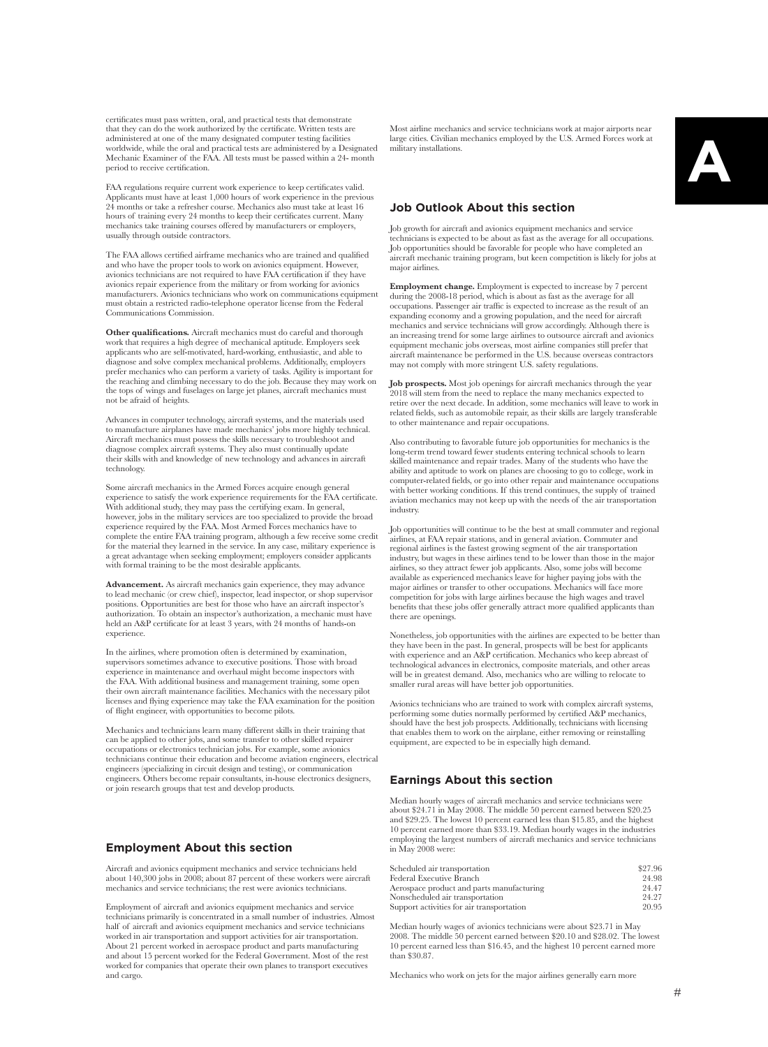certificates must pass written, oral, and practical tests that demonstrate that they can do the work authorized by the certificate. Written tests are administered at one of the many designated computer testing facilities worldwide, while the oral and practical tests are administered by a Designated Mechanic Examiner of the FAA. All tests must be passed within a 24- month period to receive certification.

FAA regulations require current work experience to keep certificates valid. Applicants must have at least 1,000 hours of work experience in the previous 24 months or take a refresher course. Mechanics also must take at least 16 hours of training every 24 months to keep their certificates current. Many mechanics take training courses offered by manufacturers or employers, usually through outside contractors.

The FAA allows certified airframe mechanics who are trained and qualified and who have the proper tools to work on avionics equipment. However, avionics technicians are not required to have FAA certification if they have avionics repair experience from the military or from working for avionics manufacturers. Avionics technicians who work on communications equipment must obtain a restricted radio-telephone operator license from the Federal Communications Commission.

**Other qualifications.** Aircraft mechanics must do careful and thorough work that requires a high degree of mechanical aptitude. Employers seek applicants who are self-motivated, hard-working, enthusiastic, and able to diagnose and solve complex mechanical problems. Additionally, employers prefer mechanics who can perform a variety of tasks. Agility is important for the reaching and climbing necessary to do the job. Because they may work on the tops of wings and fuselages on large jet planes, aircraft mechanics must not be afraid of heights.

Advances in computer technology, aircraft systems, and the materials used to manufacture airplanes have made mechanics' jobs more highly technical. Aircraft mechanics must possess the skills necessary to troubleshoot and diagnose complex aircraft systems. They also must continually update their skills with and knowledge of new technology and advances in aircraft technology.

Some aircraft mechanics in the Armed Forces acquire enough general experience to satisfy the work experience requirements for the FAA certificate. With additional study, they may pass the certifying exam. In general, however, jobs in the military services are too specialized to provide the broad experience required by the FAA. Most Armed Forces mechanics have to complete the entire FAA training program, although a few receive some credit for the material they learned in the service. In any case, military experience is a great advantage when seeking employment; employers consider applicants with formal training to be the most desirable applicants.

**Advancement.** As aircraft mechanics gain experience, they may advance to lead mechanic (or crew chief), inspector, lead inspector, or shop supervisor positions. Opportunities are best for those who have an aircraft inspector's authorization. To obtain an inspector's authorization, a mechanic must have held an A&P certificate for at least 3 years, with 24 months of hands-on experience.

In the airlines, where promotion often is determined by examination, supervisors sometimes advance to executive positions. Those with broad experience in maintenance and overhaul might become inspectors with the FAA. With additional business and management training, some open their own aircraft maintenance facilities. Mechanics with the necessary pilot licenses and flying experience may take the FAA examination for the position of flight engineer, with opportunities to become pilots.

Mechanics and technicians learn many different skills in their training that can be applied to other jobs, and some transfer to other skilled repairer occupations or electronics technician jobs. For example, some avionics technicians continue their education and become aviation engineers, electrical engineers (specializing in circuit design and testing), or communication engineers. Others become repair consultants, in-house electronics designers, or join research groups that test and develop products.

## Employment About this section

Aircraft and avionics equipment mechanics and service technicians held about 140,300 jobs in 2008; about 87 percent of these workers were aircraft mechanics and service technicians; the rest were avionics technicians.

Employment of aircraft and avionics equipment mechanics and service technicians primarily is concentrated in a small number of industries. Almost half of aircraft and avionics equipment mechanics and service technicians worked in air transportation and support activities for air transportation. About 21 percent worked in aerospace product and parts manufacturing and about 15 percent worked for the Federal Government. Most of the rest worked for companies that operate their own planes to transport executives and cargo.

Most airline mechanics and service technicians work at major airports near large cities. Civilian mechanics employed by the U.S. Armed Forces work at military installations.

## Job Outlook About this section

Job growth for aircraft and avionics equipment mechanics and service technicians is expected to be about as fast as the average for all occupations. Job opportunities should be favorable for people who have completed an aircraft mechanic training program, but keen competition is likely for jobs at major airlines.

**Employment change.** Employment is expected to increase by 7 percent during the 2008-18 period, which is about as fast as the average for all occupations. Passenger air traffic is expected to increase as the result of an expanding economy and a growing population, and the need for aircraft mechanics and service technicians will grow accordingly. Although there is an increasing trend for some large airlines to outsource aircraft and avionics equipment mechanic jobs overseas, most airline companies still prefer that aircraft maintenance be performed in the U.S. because overseas contractors may not comply with more stringent U.S. safety regulations.

**Job prospects.** Most job openings for aircraft mechanics through the year 2018 will stem from the need to replace the many mechanics expected to retire over the next decade. In addition, some mechanics will leave to work in related fields, such as automobile repair, as their skills are largely transferable to other maintenance and repair occupations.

Also contributing to favorable future job opportunities for mechanics is the long-term trend toward fewer students entering technical schools to learn skilled maintenance and repair trades. Many of the students who have the ability and aptitude to work on planes are choosing to go to college, work in computer-related fields, or go into other repair and maintenance occupations with better working conditions. If this trend continues, the supply of trained aviation mechanics may not keep up with the needs of the air transportation industry.

Job opportunities will continue to be the best at small commuter and regional airlines, at FAA repair stations, and in general aviation. Commuter and regional airlines is the fastest growing segment of the air transportation industry, but wages in these airlines tend to be lower than those in the major airlines, so they attract fewer job applicants. Also, some jobs will become available as experienced mechanics leave for higher paying jobs with the major airlines or transfer to other occupations. Mechanics will face more competition for jobs with large airlines because the high wages and travel benefits that these jobs offer generally attract more qualified applicants than there are openings.

Nonetheless, job opportunities with the airlines are expected to be better than they have been in the past. In general, prospects will be best for applicants with experience and an A&P certification. Mechanics who keep abreast of technological advances in electronics, composite materials, and other areas will be in greatest demand. Also, mechanics who are willing to relocate to smaller rural areas will have better job opportunities.

Avionics technicians who are trained to work with complex aircraft systems, performing some duties normally performed by certified A&P mechanics, should have the best job prospects. Additionally, technicians with licensing that enables them to work on the airplane, either removing or reinstalling equipment, are expected to be in especially high demand.

## Earnings About this section

Median hourly wages of aircraft mechanics and service technicians were about $24.71 in May 2008. The middle 50 percent earned between $20.25 and $29.25. The lowest 10 percent earned less than $15.85, and the highest 10 percent earned more than $33.19. Median hourly wages in the industries employing the largest numbers of aircraft mechanics and service technicians in May 2008 were:

| Industry | Median hourly wage |
| --- | --- |
| Scheduled air transportation | $27.96 |
| Federal Executive Branch | 24.98 |
| Aerospace product and parts manufacturing | 24.47 |
| Nonscheduled air transportation | 24.27 |
| Support activities for air transportation | 20.95 |

Median hourly wages of avionics technicians were about $23.71 in May 2008. The middle 50 percent earned between $20.10 and $28.02. The lowest 10 percent earned less than $16.45, and the highest 10 percent earned more than $30.87.

Mechanics who work on jets for the major airlines generally earn more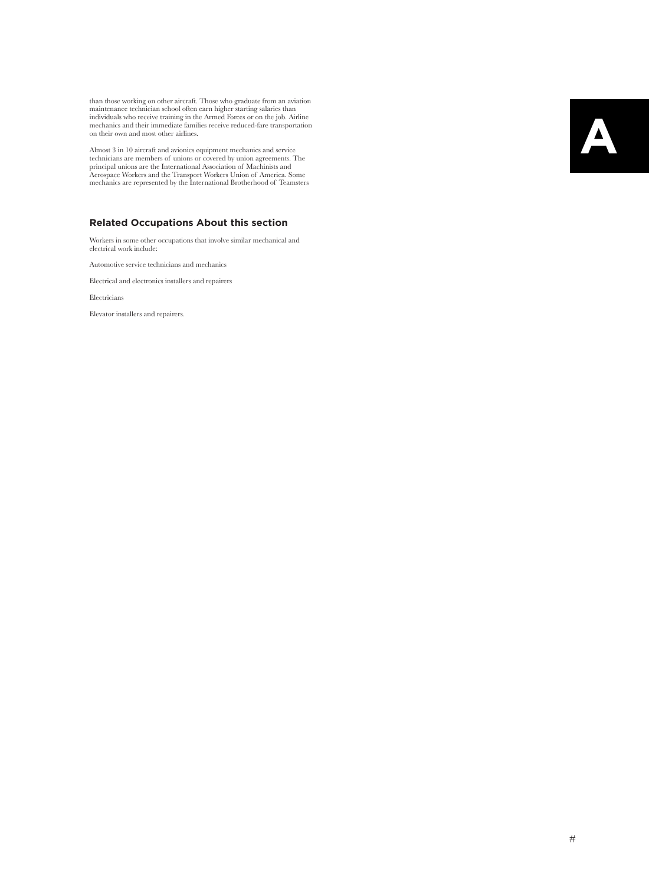than those working on other aircraft. Those who graduate from an aviation maintenance technician school often earn higher starting salaries than individuals who receive training in the Armed Forces or on the job. Airline mechanics and their immediate families receive reduced-fare transportation on their own and most other airlines.

Almost 3 in 10 aircraft and avionics equipment mechanics and service technicians are members of unions or covered by union agreements. The principal unions are the International Association of Machinists and Aerospace Workers and the Transport Workers Union of America. Some mechanics are represented by the International Brotherhood of Teamsters

## Related Occupations About this section

Workers in some other occupations that involve similar mechanical and electrical work include:

Automotive service technicians and mechanics

Electrical and electronics installers and repairers

Electricians

Elevator installers and repairers.